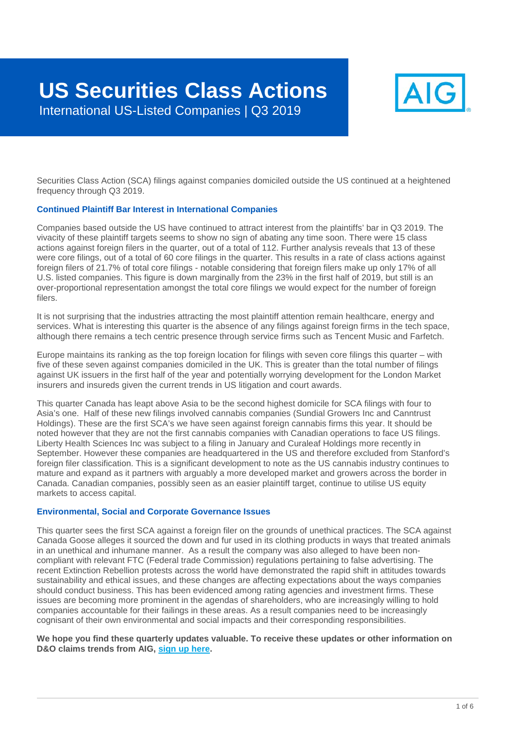# US Securities Class Actions

International US-Listed Companies | Q3 2019

Securities Class Action (SCA) filings against companies domiciled outside the US continued at a heightened frequency through Q3 2019.

### Continued Plaintiff Bar Interest in International Companies

Companies based outside the US have continued to attract interest from the plaintiffs' bar in Q3 2019. The vivacity of these plaintiff targets seems to show no sign of abating any time soon. There were 15 class actions against foreign filers in the quarter, out of a total of 112. Further analysis reveals that 13 of these were core filings, out of a total of 60 core filings in the quarter. This results in a rate of class actions against foreign filers of 21.7% of total core filings - notable considering that foreign filers make up only 17% of all U.S. listed companies. This figure is down marginally from the 23% in the first half of 2019, but still is an over-proportional representation amongst the total core filings we would expect for the number of foreign filers.

It is not surprising that the industries attracting the most plaintiff attention remain healthcare, energy and services. What is interesting this quarter is the absence of any filings against foreign firms in the tech space, although there remains a tech centric presence through service firms such as Tencent Music and Farfetch.

Europe maintains its ranking as the top foreign location for filings with seven core filings this quarter – with five of these seven against companies domiciled in the UK. This is greater than the total number of filings against UK issuers in the first half of the year and potentially worrying development for the London Market insurers and insureds given the current trends in US litigation and court awards.

This quarter Canada has leapt above Asia to be the second highest domicile for SCA filings with four to Asia's one. Half of these new filings involved cannabis companies (Sundial Growers Inc and Canntrust Holdings). These are the first SCA's we have seen against foreign cannabis firms this year. It should be noted however that they are not the first cannabis companies with Canadian operations to face US filings. Liberty Health Sciences Inc was subject to a filing in January and Curaleaf Holdings more recently in September. However these companies are headquartered in the US and therefore excluded from Stanford's foreign filer classification. This is a significant development to note as the US cannabis industry continues to mature and expand as it partners with arguably a more developed market and growers across the border in Canada. Canadian companies, possibly seen as an easier plaintiff target, continue to utilise US equity markets to access capital.

### Environmental, Social and Corporate Governance Issues

This quarter sees the first SCA against a foreign filer on the grounds of unethical practices. The SCA against Canada Goose alleges it sourced the down and fur used in its clothing products in ways that treated animals in an unethical and inhumane manner. As a result the company was also alleged to have been non-compliant with relevant FTC (Federal trade Commission) regulations pertaining to false advertising. The recent Extinction Rebellion protests across the world have demonstrated the rapid shift in attitudes towards sustainability and ethical issues, and these changes are affecting expectations about the ways companies should conduct business. This has been evidenced among rating agencies and investment firms. These issues are becoming more prominent in the agendas of shareholders, who are increasingly willing to hold companies accountable for their failings in these areas. As a result companies need to be increasingly cognisant of their own environmental and social impacts and their corresponding responsibilities.

**We hope you find these quarterly updates valuable. To receive these updates or other information on D&O claims trends from AIG, sign up here.**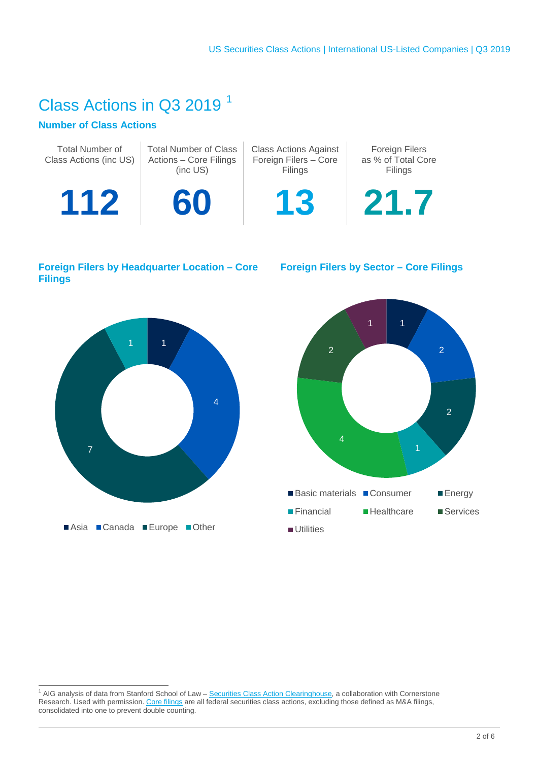# Class Actions in Q3 2019 [1]

### Number of Class Actions

| Total Number of Class Actions (inc US) | Total Number of Class Actions – Core Filings (inc US) | Class Actions Against Foreign Filers – Core Filings | Foreign Filers as % of Total Core Filings |
|---|---|---|---|
| **112** | **60** | **13** | **21.7** |

### Foreign Filers by Headquarter Location – Core Filings

| Location | Number |
|---|---|
| Asia | 1 |
| Canada | 4 |
| Europe | 7 |
| Other | 1 |

### Foreign Filers by Sector – Core Filings

| Sector | Number |
|---|---|
| Basic materials | 1 |
| Consumer | 2 |
| Energy | 2 |
| Financial | 1 |
| Healthcare | 4 |
| Services | 2 |
| Utilities | 1 |

[1] AIG analysis of data from Stanford School of Law – Securities Class Action Clearinghouse, a collaboration with Cornerstone Research. Used with permission. Core filings are all federal securities class actions, excluding those defined as M&A filings, consolidated into one to prevent double counting.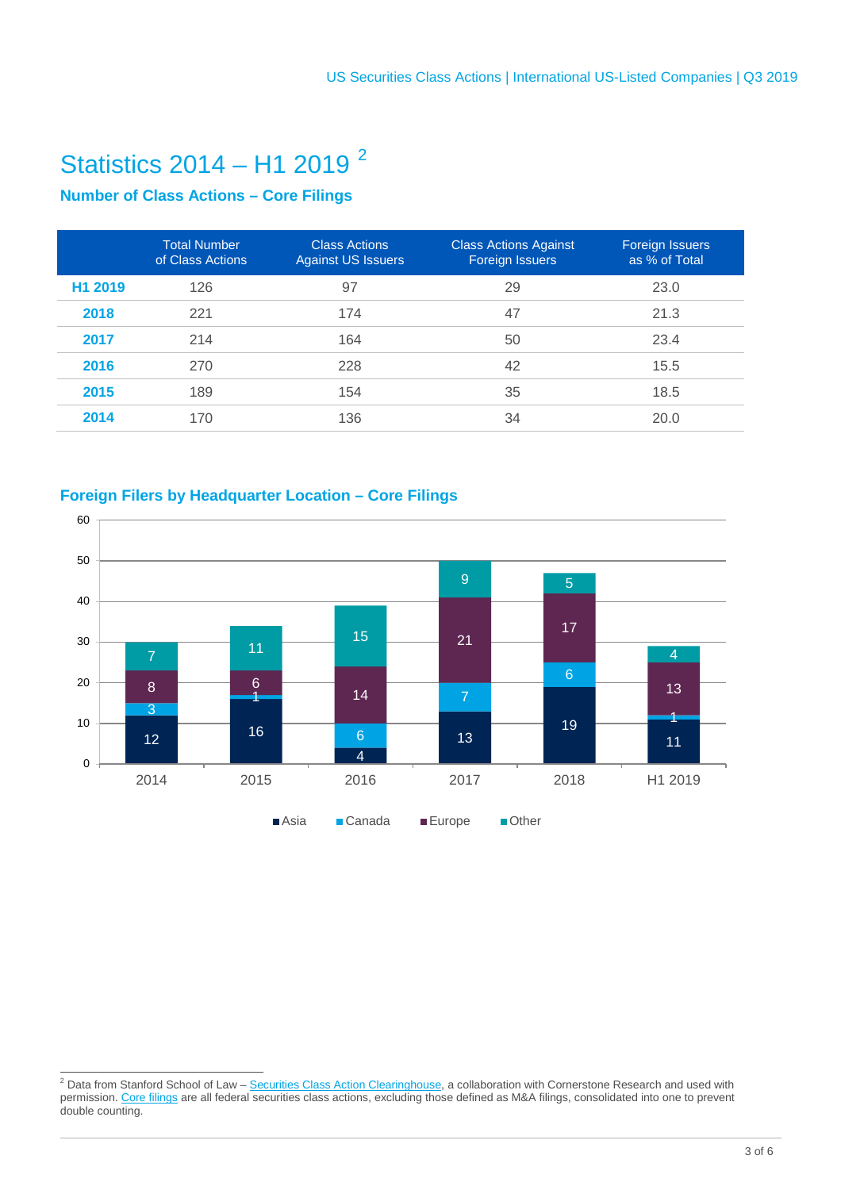# Statistics 2014 – H1 2019 [2]

### Number of Class Actions – Core Filings

| | Total Number of Class Actions | Class Actions Against US Issuers | Class Actions Against Foreign Issuers | Foreign Issuers as % of Total |
|---|---|---|---|---|
| **H1 2019** | 126 | 97 | 29 | 23.0 |
| **2018** | 221 | 174 | 47 | 21.3 |
| **2017** | 214 | 164 | 50 | 23.4 |
| **2016** | 270 | 228 | 42 | 15.5 |
| **2015** | 189 | 154 | 35 | 18.5 |
| **2014** | 170 | 136 | 34 | 20.0 |

### Foreign Filers by Headquarter Location – Core Filings

| | Asia | Canada | Europe | Other |
|---|---|---|---|---|
| 2014 | 12 | 3 | 8 | 7 |
| 2015 | 16 | 1 | 6 | 11 |
| 2016 | 4 | 6 | 14 | 15 |
| 2017 | 13 | 7 | 21 | 9 |
| 2018 | 19 | 6 | 17 | 5 |
| H1 2019 | 11 | 1 | 13 | 4 |

[2] Data from Stanford School of Law – Securities Class Action Clearinghouse, a collaboration with Cornerstone Research and used with permission. Core filings are all federal securities class actions, excluding those defined as M&A filings, consolidated into one to prevent double counting.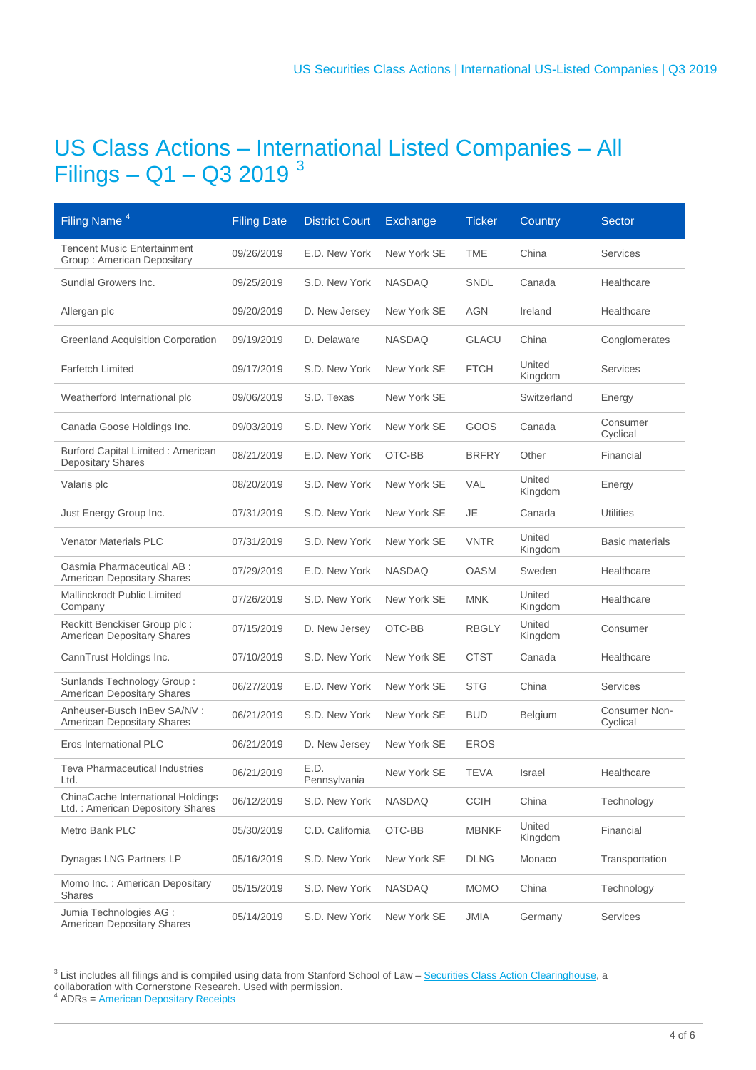# US Class Actions – International Listed Companies – All Filings – Q1 – Q3 2019 [3]

| Filing Name [4] | Filing Date | District Court | Exchange | Ticker | Country | Sector |
|---|---|---|---|---|---|---|
| Tencent Music Entertainment Group : American Depositary | 09/26/2019 | E.D. New York | New York SE | TME | China | Services |
| Sundial Growers Inc. | 09/25/2019 | S.D. New York | NASDAQ | SNDL | Canada | Healthcare |
| Allergan plc | 09/20/2019 | D. New Jersey | New York SE | AGN | Ireland | Healthcare |
| Greenland Acquisition Corporation | 09/19/2019 | D. Delaware | NASDAQ | GLACU | China | Conglomerates |
| Farfetch Limited | 09/17/2019 | S.D. New York | New York SE | FTCH | United Kingdom | Services |
| Weatherford International plc | 09/06/2019 | S.D. Texas | New York SE | | Switzerland | Energy |
| Canada Goose Holdings Inc. | 09/03/2019 | S.D. New York | New York SE | GOOS | Canada | Consumer Cyclical |
| Burford Capital Limited : American Depositary Shares | 08/21/2019 | E.D. New York | OTC-BB | BRFRY | Other | Financial |
| Valaris plc | 08/20/2019 | S.D. New York | New York SE | VAL | United Kingdom | Energy |
| Just Energy Group Inc. | 07/31/2019 | S.D. New York | New York SE | JE | Canada | Utilities |
| Venator Materials PLC | 07/31/2019 | S.D. New York | New York SE | VNTR | United Kingdom | Basic materials |
| Oasmia Pharmaceutical AB : American Depositary Shares | 07/29/2019 | E.D. New York | NASDAQ | OASM | Sweden | Healthcare |
| Mallinckrodt Public Limited Company | 07/26/2019 | S.D. New York | New York SE | MNK | United Kingdom | Healthcare |
| Reckitt Benckiser Group plc : American Depositary Shares | 07/15/2019 | D. New Jersey | OTC-BB | RBGLY | United Kingdom | Consumer |
| CannTrust Holdings Inc. | 07/10/2019 | S.D. New York | New York SE | CTST | Canada | Healthcare |
| Sunlands Technology Group : American Depositary Shares | 06/27/2019 | E.D. New York | New York SE | STG | China | Services |
| Anheuser-Busch InBev SA/NV : American Depositary Shares | 06/21/2019 | S.D. New York | New York SE | BUD | Belgium | Consumer Non-Cyclical |
| Eros International PLC | 06/21/2019 | D. New Jersey | New York SE | EROS | | |
| Teva Pharmaceutical Industries Ltd. | 06/21/2019 | E.D. Pennsylvania | New York SE | TEVA | Israel | Healthcare |
| ChinaCache International Holdings Ltd. : American Depository Shares | 06/12/2019 | S.D. New York | NASDAQ | CCIH | China | Technology |
| Metro Bank PLC | 05/30/2019 | C.D. California | OTC-BB | MBNKF | United Kingdom | Financial |
| Dynagas LNG Partners LP | 05/16/2019 | S.D. New York | New York SE | DLNG | Monaco | Transportation |
| Momo Inc. : American Depositary Shares | 05/15/2019 | S.D. New York | NASDAQ | MOMO | China | Technology |
| Jumia Technologies AG : American Depositary Shares | 05/14/2019 | S.D. New York | New York SE | JMIA | Germany | Services |

[3] List includes all filings and is compiled using data from Stanford School of Law – Securities Class Action Clearinghouse, a collaboration with Cornerstone Research. Used with permission.
[4] ADRs = American Depositary Receipts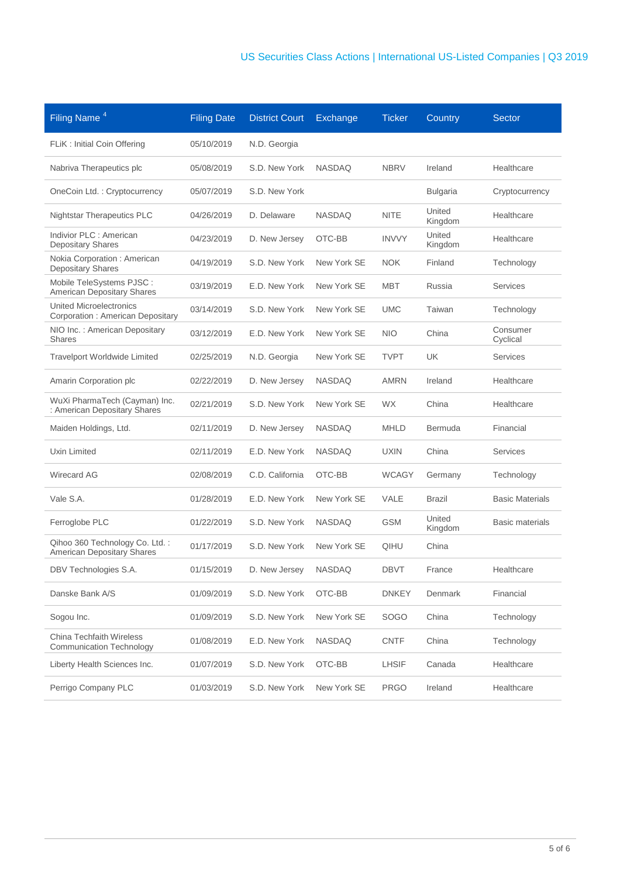| Filing Name [4] | Filing Date | District Court | Exchange | Ticker | Country | Sector |
|---|---|---|---|---|---|---|
| FLiK : Initial Coin Offering | 05/10/2019 | N.D. Georgia | | | | |
| Nabriva Therapeutics plc | 05/08/2019 | S.D. New York | NASDAQ | NBRV | Ireland | Healthcare |
| OneCoin Ltd. : Cryptocurrency | 05/07/2019 | S.D. New York | | | Bulgaria | Cryptocurrency |
| Nightstar Therapeutics PLC | 04/26/2019 | D. Delaware | NASDAQ | NITE | United Kingdom | Healthcare |
| Indivior PLC : American Depositary Shares | 04/23/2019 | D. New Jersey | OTC-BB | INVVY | United Kingdom | Healthcare |
| Nokia Corporation : American Depositary Shares | 04/19/2019 | S.D. New York | New York SE | NOK | Finland | Technology |
| Mobile TeleSystems PJSC : American Depositary Shares | 03/19/2019 | E.D. New York | New York SE | MBT | Russia | Services |
| United Microelectronics Corporation : American Depositary | 03/14/2019 | S.D. New York | New York SE | UMC | Taiwan | Technology |
| NIO Inc. : American Depositary Shares | 03/12/2019 | E.D. New York | New York SE | NIO | China | Consumer Cyclical |
| Travelport Worldwide Limited | 02/25/2019 | N.D. Georgia | New York SE | TVPT | UK | Services |
| Amarin Corporation plc | 02/22/2019 | D. New Jersey | NASDAQ | AMRN | Ireland | Healthcare |
| WuXi PharmaTech (Cayman) Inc. : American Depositary Shares | 02/21/2019 | S.D. New York | New York SE | WX | China | Healthcare |
| Maiden Holdings, Ltd. | 02/11/2019 | D. New Jersey | NASDAQ | MHLD | Bermuda | Financial |
| Uxin Limited | 02/11/2019 | E.D. New York | NASDAQ | UXIN | China | Services |
| Wirecard AG | 02/08/2019 | C.D. California | OTC-BB | WCAGY | Germany | Technology |
| Vale S.A. | 01/28/2019 | E.D. New York | New York SE | VALE | Brazil | Basic Materials |
| Ferroglobe PLC | 01/22/2019 | S.D. New York | NASDAQ | GSM | United Kingdom | Basic materials |
| Qihoo 360 Technology Co. Ltd. : American Depositary Shares | 01/17/2019 | S.D. New York | New York SE | QIHU | China | |
| DBV Technologies S.A. | 01/15/2019 | D. New Jersey | NASDAQ | DBVT | France | Healthcare |
| Danske Bank A/S | 01/09/2019 | S.D. New York | OTC-BB | DNKEY | Denmark | Financial |
| Sogou Inc. | 01/09/2019 | S.D. New York | New York SE | SOGO | China | Technology |
| China Techfaith Wireless Communication Technology | 01/08/2019 | E.D. New York | NASDAQ | CNTF | China | Technology |
| Liberty Health Sciences Inc. | 01/07/2019 | S.D. New York | OTC-BB | LHSIF | Canada | Healthcare |
| Perrigo Company PLC | 01/03/2019 | S.D. New York | New York SE | PRGO | Ireland | Healthcare |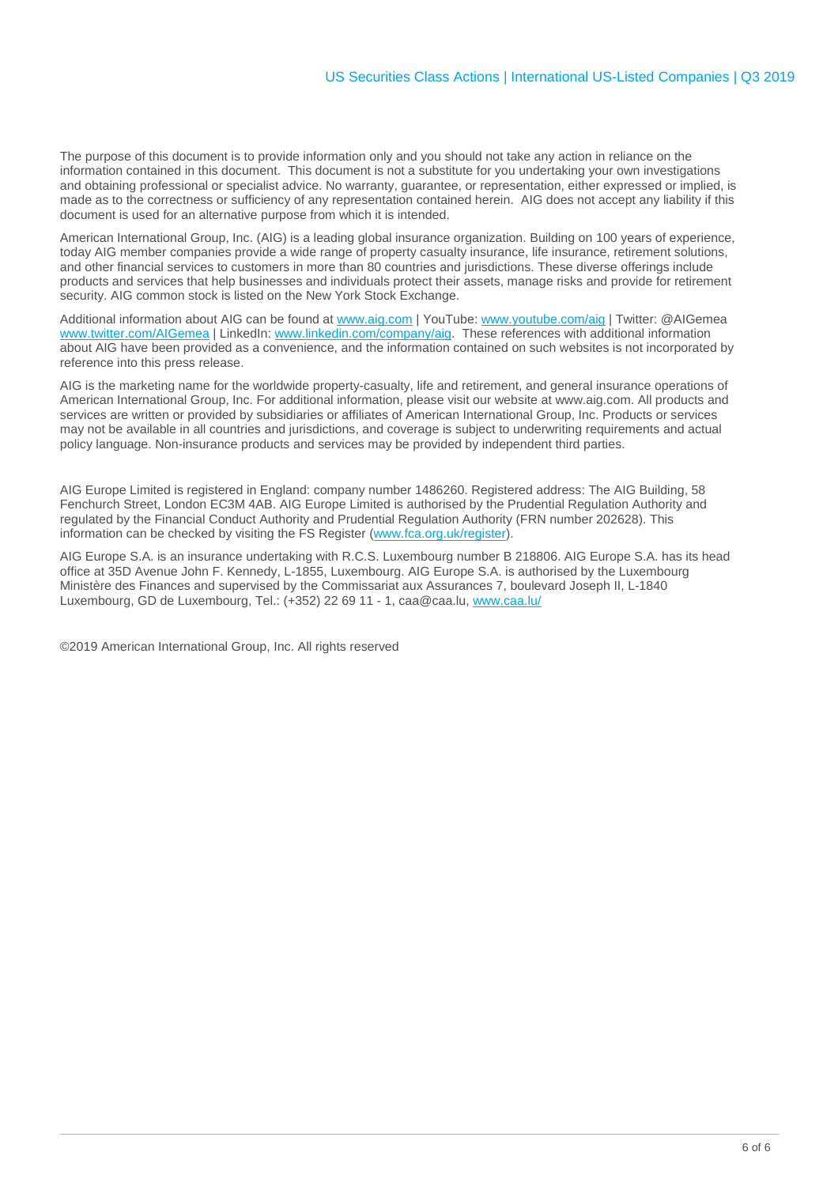The purpose of this document is to provide information only and you should not take any action in reliance on the information contained in this document. This document is not a substitute for you undertaking your own investigations and obtaining professional or specialist advice. No warranty, guarantee, or representation, either expressed or implied, is made as to the correctness or sufficiency of any representation contained herein. AIG does not accept any liability if this document is used for an alternative purpose from which it is intended.

American International Group, Inc. (AIG) is a leading global insurance organization. Building on 100 years of experience, today AIG member companies provide a wide range of property casualty insurance, life insurance, retirement solutions, and other financial services to customers in more than 80 countries and jurisdictions. These diverse offerings include products and services that help businesses and individuals protect their assets, manage risks and provide for retirement security. AIG common stock is listed on the New York Stock Exchange.

Additional information about AIG can be found at www.aig.com | YouTube: www.youtube.com/aig | Twitter: @AIGemea www.twitter.com/AIGemea | LinkedIn: www.linkedin.com/company/aig. These references with additional information about AIG have been provided as a convenience, and the information contained on such websites is not incorporated by reference into this press release.

AIG is the marketing name for the worldwide property-casualty, life and retirement, and general insurance operations of American International Group, Inc. For additional information, please visit our website at www.aig.com. All products and services are written or provided by subsidiaries or affiliates of American International Group, Inc. Products or services may not be available in all countries and jurisdictions, and coverage is subject to underwriting requirements and actual policy language. Non-insurance products and services may be provided by independent third parties.

AIG Europe Limited is registered in England: company number 1486260. Registered address: The AIG Building, 58 Fenchurch Street, London EC3M 4AB. AIG Europe Limited is authorised by the Prudential Regulation Authority and regulated by the Financial Conduct Authority and Prudential Regulation Authority (FRN number 202628). This information can be checked by visiting the FS Register (www.fca.org.uk/register).

AIG Europe S.A. is an insurance undertaking with R.C.S. Luxembourg number B 218806. AIG Europe S.A. has its head office at 35D Avenue John F. Kennedy, L-1855, Luxembourg. AIG Europe S.A. is authorised by the Luxembourg Ministère des Finances and supervised by the Commissariat aux Assurances 7, boulevard Joseph II, L-1840 Luxembourg, GD de Luxembourg, Tel.: (+352) 22 69 11 - 1, caa@caa.lu, www.caa.lu/

©2019 American International Group, Inc. All rights reserved